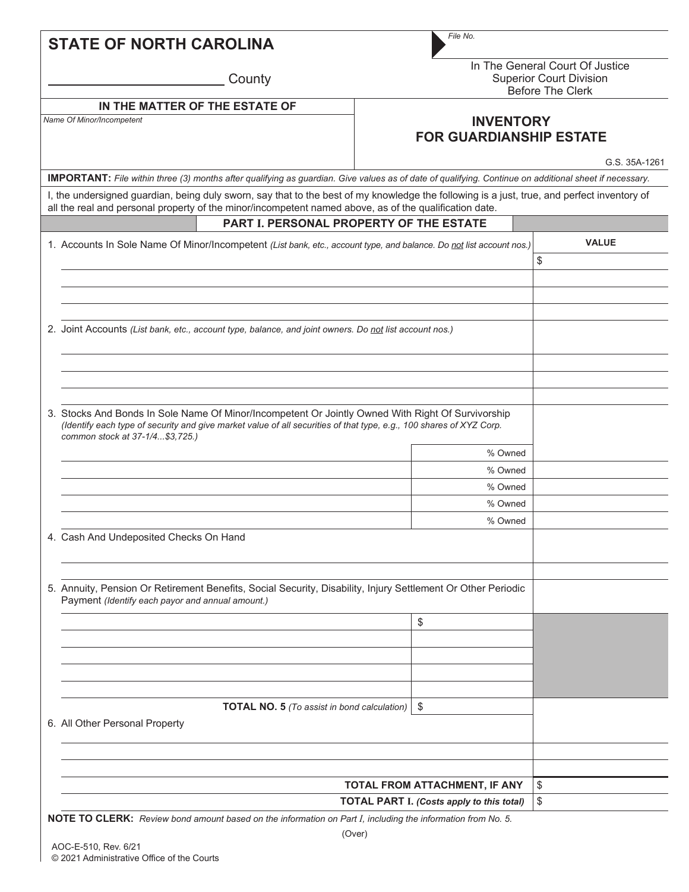# STATE OF NORTH CAROLINA

_______________ County

File No.

In The General Court Of Justice
Superior Court Division
Before The Clerk

**IN THE MATTER OF THE ESTATE OF**

*Name Of Minor/Incompetent*

## INVENTORY FOR GUARDIANSHIP ESTATE

G.S. 35A-1261

**IMPORTANT:** *File within three (3) months after qualifying as guardian. Give values as of date of qualifying. Continue on additional sheet if necessary.*

I, the undersigned guardian, being duly sworn, say that to the best of my knowledge the following is a just, true, and perfect inventory of all the real and personal property of the minor/incompetent named above, as of the qualification date.

### PART I. PERSONAL PROPERTY OF THE ESTATE

| | | VALUE |
|---|---|---|
| 1. Accounts In Sole Name Of Minor/Incompetent *(List bank, etc., account type, and balance. Do not list account nos.)* | | $ |
| | | |
| | | |
| | | |
| 2. Joint Accounts *(List bank, etc., account type, balance, and joint owners. Do not list account nos.)* | | |
| | | |
| | | |
| | | |
| 3. Stocks And Bonds In Sole Name Of Minor/Incompetent Or Jointly Owned With Right Of Survivorship *(Identify each type of security and give market value of all securities of that type, e.g., 100 shares of XYZ Corp. common stock at 37-1/4...$3,725.)* | | |
| | % Owned | |
| | % Owned | |
| | % Owned | |
| | % Owned | |
| | % Owned | |
| 4. Cash And Undeposited Checks On Hand | | |
| | | |
| 5. Annuity, Pension Or Retirement Benefits, Social Security, Disability, Injury Settlement Or Other Periodic Payment *(Identify each payor and annual amount.)* | | |
| | $ | |
| | | |
| | | |
| | | |
| | | |
| **TOTAL NO. 5** *(To assist in bond calculation)* | $ | |
| 6. All Other Personal Property | | |
| | | |
| | | |
| **TOTAL FROM ATTACHMENT, IF ANY** | | $ |
| **TOTAL PART I.** ***(Costs apply to this total)*** | | $ |

**NOTE TO CLERK:** *Review bond amount based on the information on Part I, including the information from No. 5.*

(Over)

AOC-E-510, Rev. 6/21
© 2021 Administrative Office of the Courts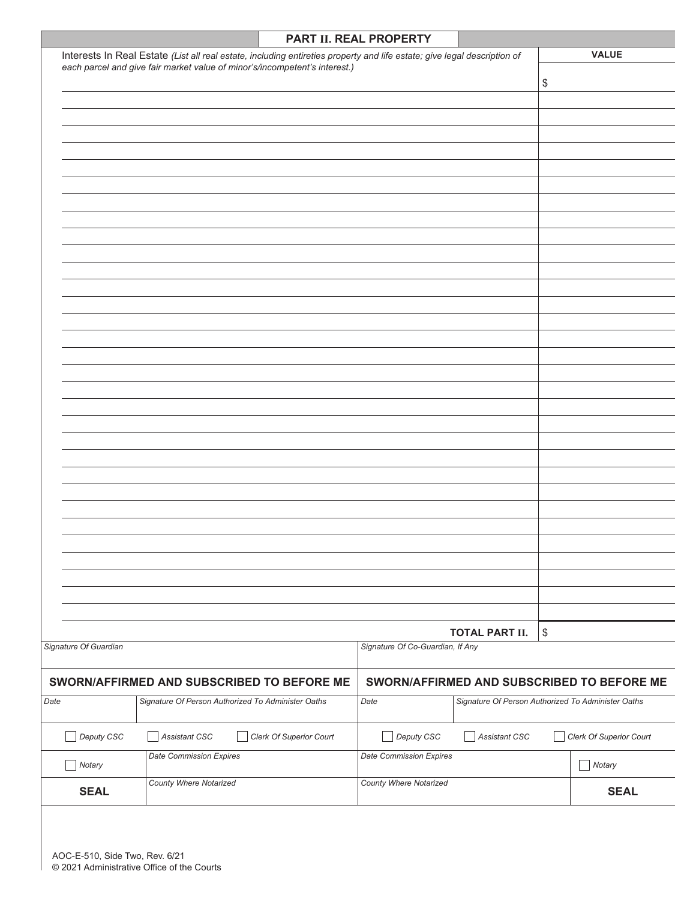## PART II. REAL PROPERTY

| Interests In Real Estate *(List all real estate, including entireties property and life estate; give legal description of each parcel and give fair market value of minor's/incompetent's interest.)* | VALUE |
|---|---|
| | $ |
| | |
| | |
| | |
| | |
| | |
| | |
| | |
| | |
| | |
| | |
| | |
| | |
| | |
| | |
| | |
| | |
| | |
| | |
| | |
| | |
| | |
| | |
| | |
| | |
| | |
| | |
| | |
| | |
| | |
| | |
| | |
| | |
| **TOTAL PART II.** | $ |

| | |
|---|---|
| *Signature Of Guardian* | *Signature Of Co-Guardian, If Any* |

| **SWORN/AFFIRMED AND SUBSCRIBED TO BEFORE ME** | | **SWORN/AFFIRMED AND SUBSCRIBED TO BEFORE ME** | |
|---|---|---|---|
| *Date* | *Signature Of Person Authorized To Administer Oaths* | *Date* | *Signature Of Person Authorized To Administer Oaths* |
| ☐ *Deputy CSC* ☐ *Assistant CSC* ☐ *Clerk Of Superior Court* | | ☐ *Deputy CSC* ☐ *Assistant CSC* ☐ *Clerk Of Superior Court* | |
| ☐ *Notary* | *Date Commission Expires* | *Date Commission Expires* | ☐ *Notary* |
| **SEAL** | *County Where Notarized* | *County Where Notarized* | **SEAL** |

AOC-E-510, Side Two, Rev. 6/21
© 2021 Administrative Office of the Courts